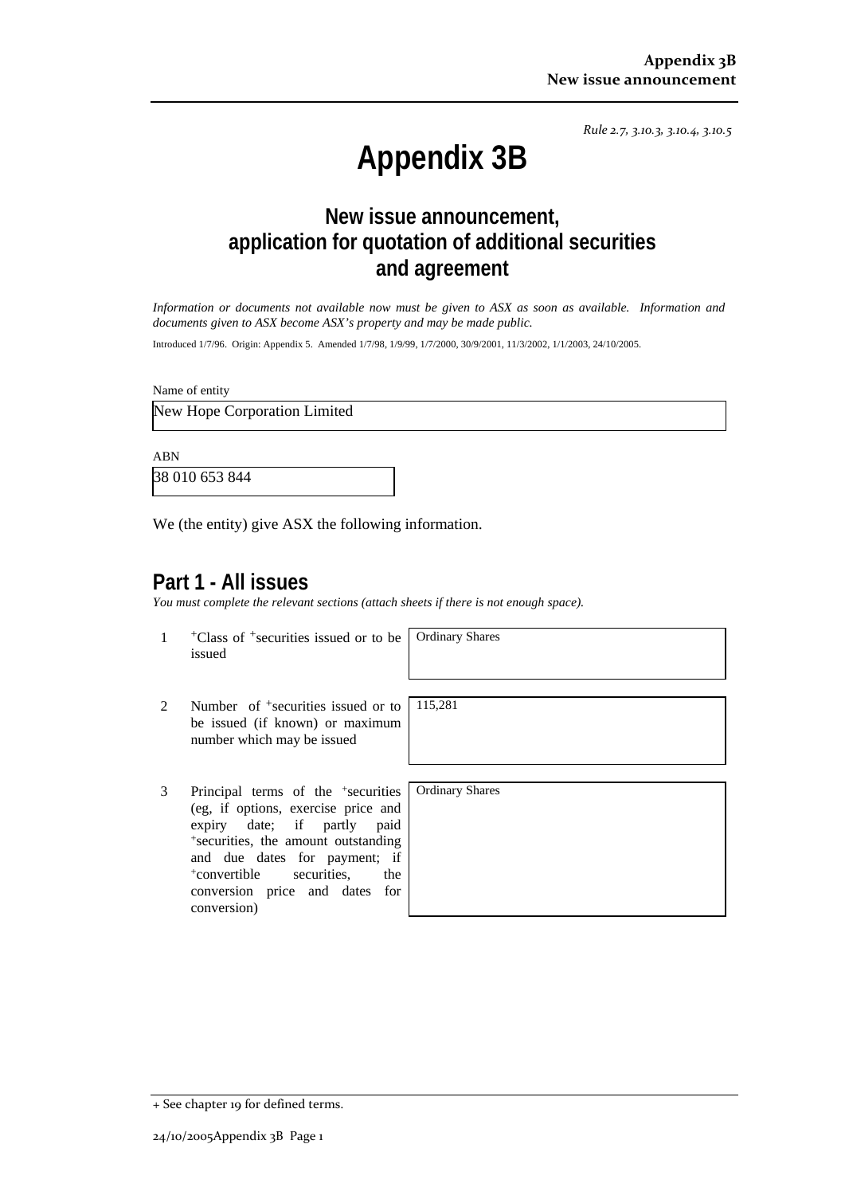*Rule 2.7, 3.10.3, 3.10.4, 3.10.5*

# Appendix 3B

## New issue announcement, application for quotation of additional securities and agreement

*Information or documents not available now must be given to ASX as soon as available. Information and documents given to ASX become ASX's property and may be made public.*

Introduced 1/7/96. Origin: Appendix 5. Amended 1/7/98, 1/9/99, 1/7/2000, 30/9/2001, 11/3/2002, 1/1/2003, 24/10/2005.

Name of entity

New Hope Corporation Limited

ABN

38 010 653 844

We (the entity) give ASX the following information.

## Part 1 - All issues

*You must complete the relevant sections (attach sheets if there is not enough space).*

| | | |
|---|---|---|
| 1 | +Class of +securities issued or to be issued | Ordinary Shares |
| 2 | Number of +securities issued or to be issued (if known) or maximum number which may be issued | 115,281 |
| 3 | Principal terms of the +securities (eg, if options, exercise price and expiry date; if partly paid +securities, the amount outstanding and due dates for payment; if +convertible securities, the conversion price and dates for conversion) | Ordinary Shares |

+ See chapter 19 for defined terms.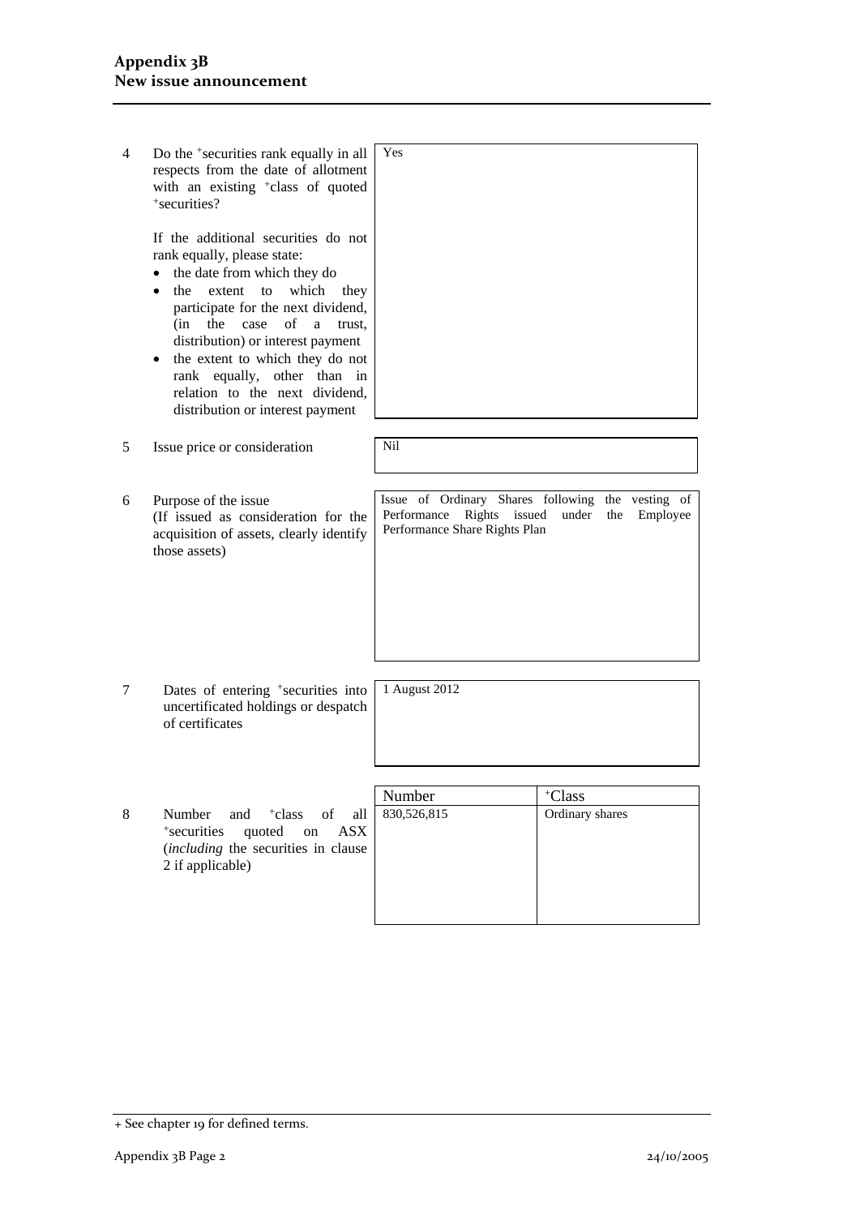| | | |
|---|---|---|
| 4 | Do the +securities rank equally in all respects from the date of allotment with an existing +class of quoted +securities?<br><br>If the additional securities do not rank equally, please state:<br>• the date from which they do<br>• the extent to which they participate for the next dividend, (in the case of a trust, distribution) or interest payment<br>• the extent to which they do not rank equally, other than in relation to the next dividend, distribution or interest payment | Yes |
| 5 | Issue price or consideration | Nil |
| 6 | Purpose of the issue<br>(If issued as consideration for the acquisition of assets, clearly identify those assets) | Issue of Ordinary Shares following the vesting of Performance Rights issued under the Employee Performance Share Rights Plan |
| 7 | Dates of entering +securities into uncertificated holdings or despatch of certificates | 1 August 2012 |

| | | Number | +Class |
|---|---|---|---|
| 8 | Number and +class of all +securities quoted on ASX (*including* the securities in clause 2 if applicable) | 830,526,815 | Ordinary shares |

+ See chapter 19 for defined terms.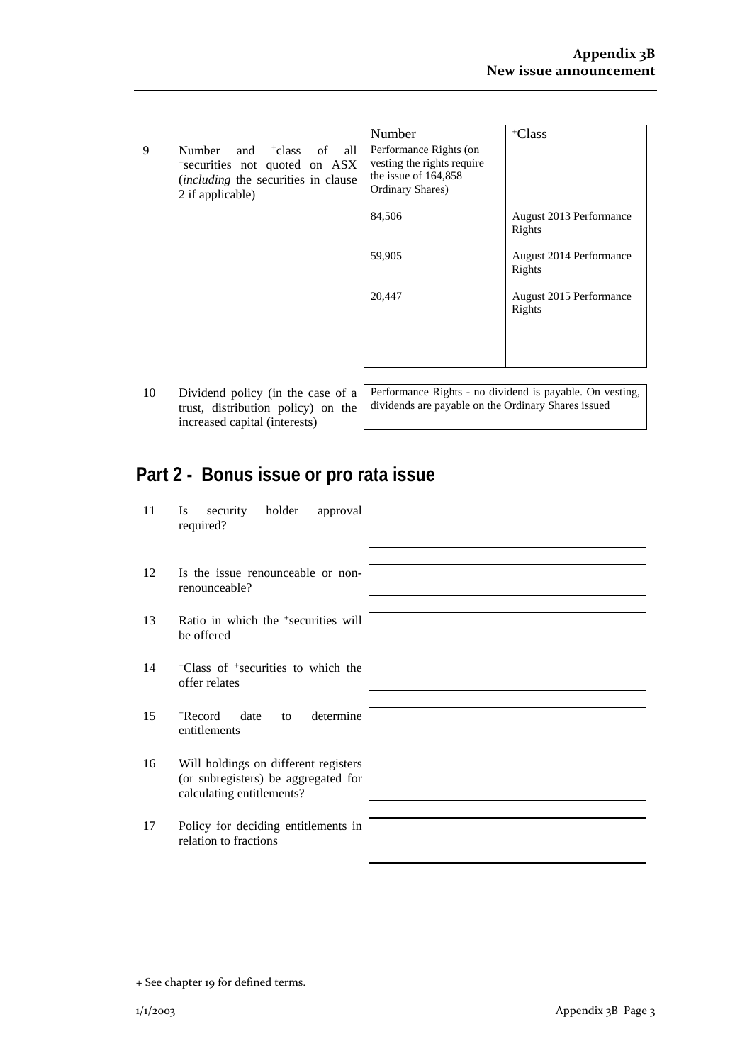| | | Number | +Class |
|---|---|---|---|
| 9 | Number and +class of all +securities not quoted on ASX (*including* the securities in clause 2 if applicable) | Performance Rights (on vesting the rights require the issue of 164,858 Ordinary Shares) | |
| | | 84,506 | August 2013 Performance Rights |
| | | 59,905 | August 2014 Performance Rights |
| | | 20,447 | August 2015 Performance Rights |

| | | |
|---|---|---|
| 10 | Dividend policy (in the case of a trust, distribution policy) on the increased capital (interests) | Performance Rights - no dividend is payable. On vesting, dividends are payable on the Ordinary Shares issued |

## Part 2 - Bonus issue or pro rata issue

| | | |
|---|---|---|
| 11 | Is security holder approval required? | |
| 12 | Is the issue renounceable or non-renounceable? | |
| 13 | Ratio in which the +securities will be offered | |
| 14 | +Class of +securities to which the offer relates | |
| 15 | +Record date to determine entitlements | |
| 16 | Will holdings on different registers (or subregisters) be aggregated for calculating entitlements? | |
| 17 | Policy for deciding entitlements in relation to fractions | |

+ See chapter 19 for defined terms.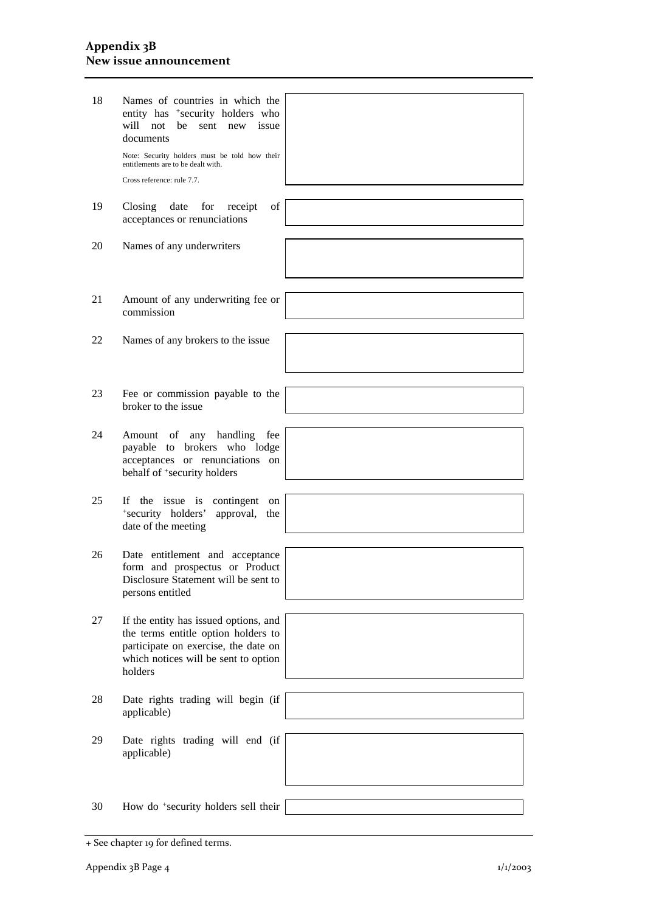| | | |
|---|---|---|
| 18 | Names of countries in which the entity has +security holders who will not be sent new issue documents<br><br>Note: Security holders must be told how their entitlements are to be dealt with.<br><br>Cross reference: rule 7.7. | |
| 19 | Closing date for receipt of acceptances or renunciations | |
| 20 | Names of any underwriters | |
| 21 | Amount of any underwriting fee or commission | |
| 22 | Names of any brokers to the issue | |
| 23 | Fee or commission payable to the broker to the issue | |
| 24 | Amount of any handling fee payable to brokers who lodge acceptances or renunciations on behalf of +security holders | |
| 25 | If the issue is contingent on +security holders' approval, the date of the meeting | |
| 26 | Date entitlement and acceptance form and prospectus or Product Disclosure Statement will be sent to persons entitled | |
| 27 | If the entity has issued options, and the terms entitle option holders to participate on exercise, the date on which notices will be sent to option holders | |
| 28 | Date rights trading will begin (if applicable) | |
| 29 | Date rights trading will end (if applicable) | |
| 30 | How do +security holders sell their | |

+ See chapter 19 for defined terms.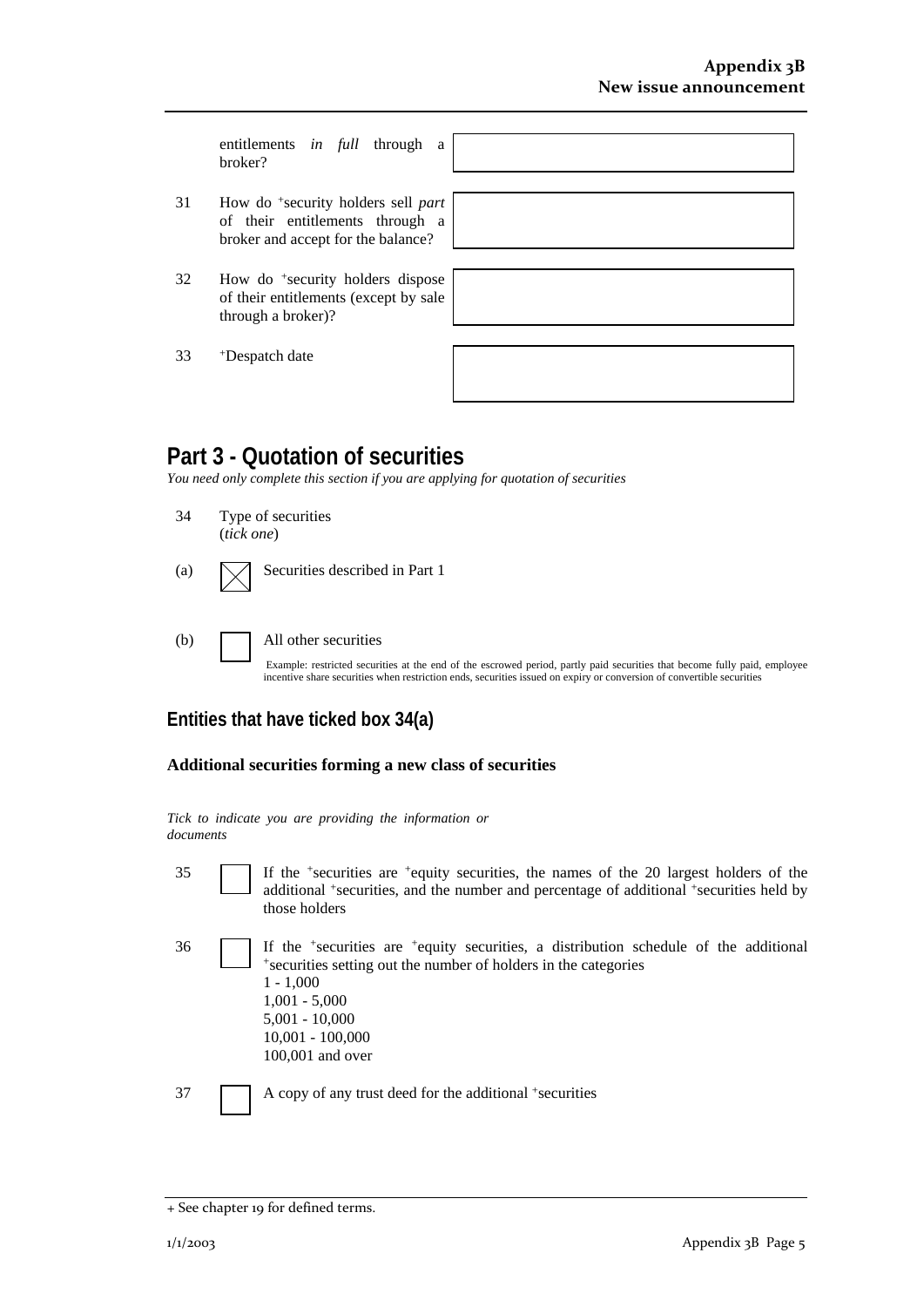| | | |
|---|---|---|
| | entitlements *in full* through a broker? | |
| 31 | How do +security holders sell *part* of their entitlements through a broker and accept for the balance? | |
| 32 | How do +security holders dispose of their entitlements (except by sale through a broker)? | |
| 33 | +Despatch date | |

## Part 3 - Quotation of securities

*You need only complete this section if you are applying for quotation of securities*

34 Type of securities
(*tick one*)

(a) ☒ Securities described in Part 1

(b) ☐ All other securities

Example: restricted securities at the end of the escrowed period, partly paid securities that become fully paid, employee incentive share securities when restriction ends, securities issued on expiry or conversion of convertible securities

### Entities that have ticked box 34(a)

**Additional securities forming a new class of securities**

*Tick to indicate you are providing the information or documents*

35 ☐ If the +securities are +equity securities, the names of the 20 largest holders of the additional +securities, and the number and percentage of additional +securities held by those holders

36 ☐ If the +securities are +equity securities, a distribution schedule of the additional +securities setting out the number of holders in the categories
1 - 1,000
1,001 - 5,000
5,001 - 10,000
10,001 - 100,000
100,001 and over

37 ☐ A copy of any trust deed for the additional +securities

+ See chapter 19 for defined terms.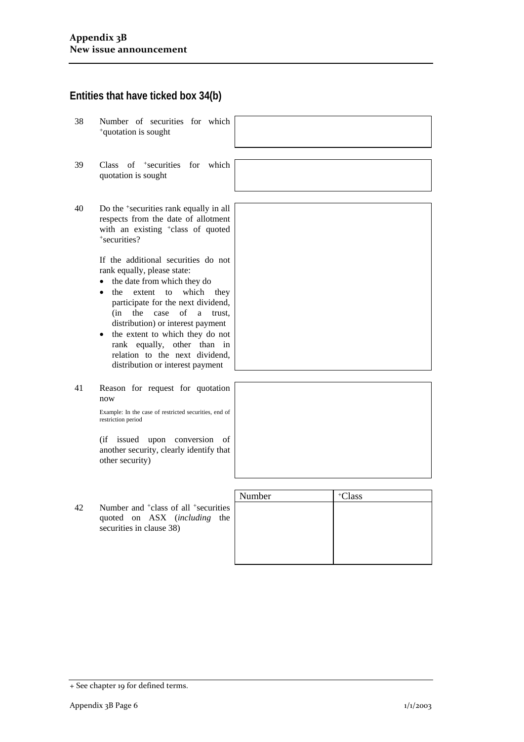## Entities that have ticked box 34(b)

| | | |
|---|---|---|
| 38 | Number of securities for which +quotation is sought | |
| 39 | Class of +securities for which quotation is sought | |
| 40 | Do the +securities rank equally in all respects from the date of allotment with an existing +class of quoted +securities?<br><br>If the additional securities do not rank equally, please state:<br>• the date from which they do<br>• the extent to which they participate for the next dividend, (in the case of a trust, distribution) or interest payment<br>• the extent to which they do not rank equally, other than in relation to the next dividend, distribution or interest payment | |
| 41 | Reason for request for quotation now<br><br>Example: In the case of restricted securities, end of restriction period<br><br>(if issued upon conversion of another security, clearly identify that other security) | |

42 Number and +class of all +securities quoted on ASX (*including* the securities in clause 38)

| Number | +Class |
|---|---|
| | |

+ See chapter 19 for defined terms.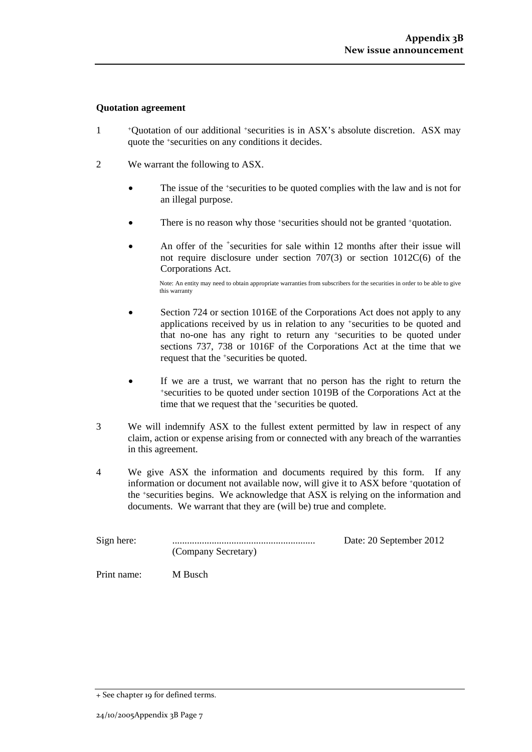**Quotation agreement**

1 +Quotation of our additional +securities is in ASX's absolute discretion. ASX may quote the +securities on any conditions it decides.

2 We warrant the following to ASX.

- The issue of the +securities to be quoted complies with the law and is not for an illegal purpose.

- There is no reason why those +securities should not be granted +quotation.

- An offer of the +securities for sale within 12 months after their issue will not require disclosure under section 707(3) or section 1012C(6) of the Corporations Act.

  Note: An entity may need to obtain appropriate warranties from subscribers for the securities in order to be able to give this warranty

- Section 724 or section 1016E of the Corporations Act does not apply to any applications received by us in relation to any +securities to be quoted and that no-one has any right to return any +securities to be quoted under sections 737, 738 or 1016F of the Corporations Act at the time that we request that the +securities be quoted.

- If we are a trust, we warrant that no person has the right to return the +securities to be quoted under section 1019B of the Corporations Act at the time that we request that the +securities be quoted.

3 We will indemnify ASX to the fullest extent permitted by law in respect of any claim, action or expense arising from or connected with any breach of the warranties in this agreement.

4 We give ASX the information and documents required by this form. If any information or document not available now, will give it to ASX before +quotation of the +securities begins. We acknowledge that ASX is relying on the information and documents. We warrant that they are (will be) true and complete.

Sign here: ............................................................ (Company Secretary) Date: 20 September 2012

Print name: M Busch

+ See chapter 19 for defined terms.